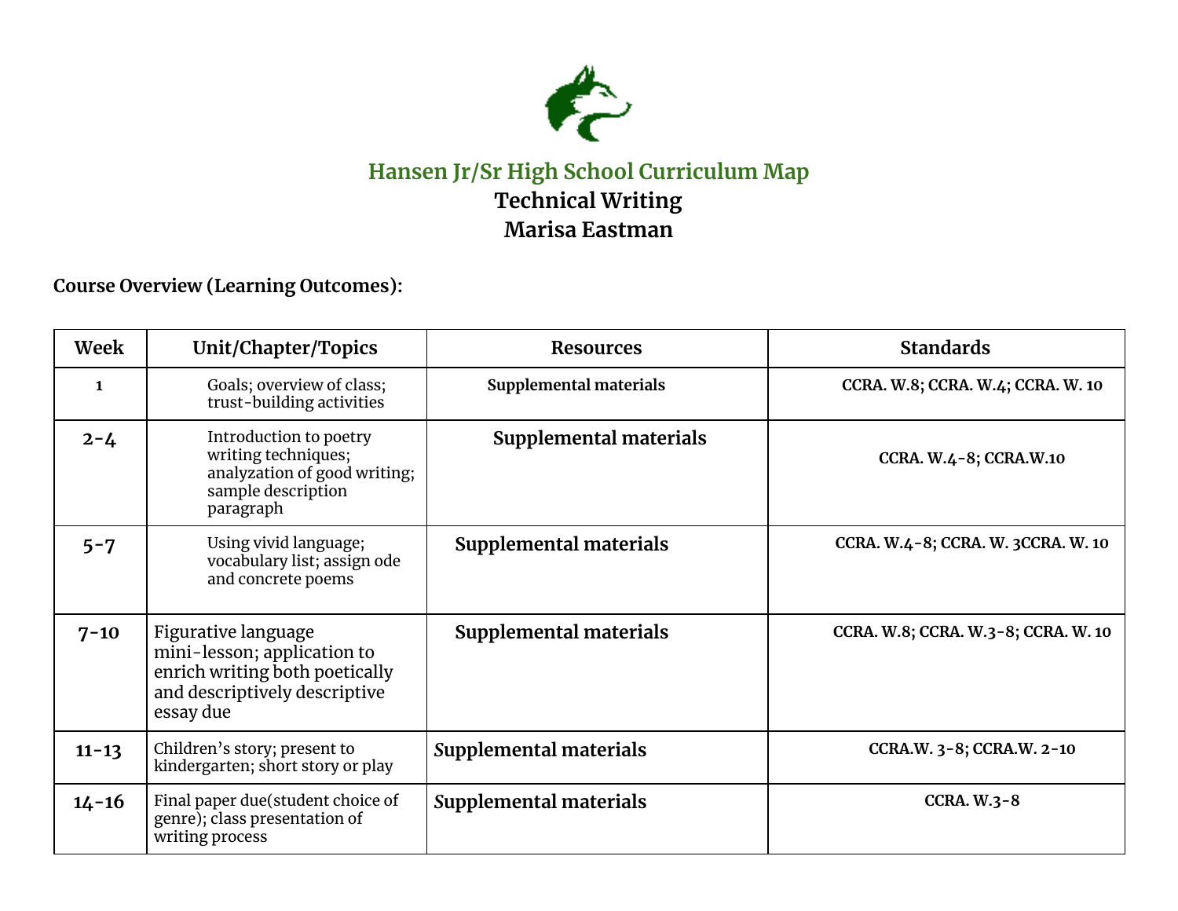# Hansen Jr/Sr High School Curriculum Map

## Technical Writing

## Marisa Eastman

**Course Overview (Learning Outcomes):**

| Week | Unit/Chapter/Topics | Resources | Standards |
|---|---|---|---|
| 1 | Goals; overview of class; trust-building activities | Supplemental materials | CCRA. W.8; CCRA. W.4; CCRA. W. 10 |
| 2-4 | Introduction to poetry writing techniques; analyzation of good writing; sample description paragraph | Supplemental materials | CCRA. W.4-8; CCRA.W.10 |
| 5-7 | Using vivid language; vocabulary list; assign ode and concrete poems | Supplemental materials | CCRA. W.4-8; CCRA. W. 3CCRA. W. 10 |
| 7-10 | Figurative language mini-lesson; application to enrich writing both poetically and descriptively descriptive essay due | Supplemental materials | CCRA. W.8; CCRA. W.3-8; CCRA. W. 10 |
| 11-13 | Children's story; present to kindergarten; short story or play | Supplemental materials | CCRA.W. 3-8; CCRA.W. 2-10 |
| 14-16 | Final paper due(student choice of genre); class presentation of writing process | Supplemental materials | CCRA. W.3-8 |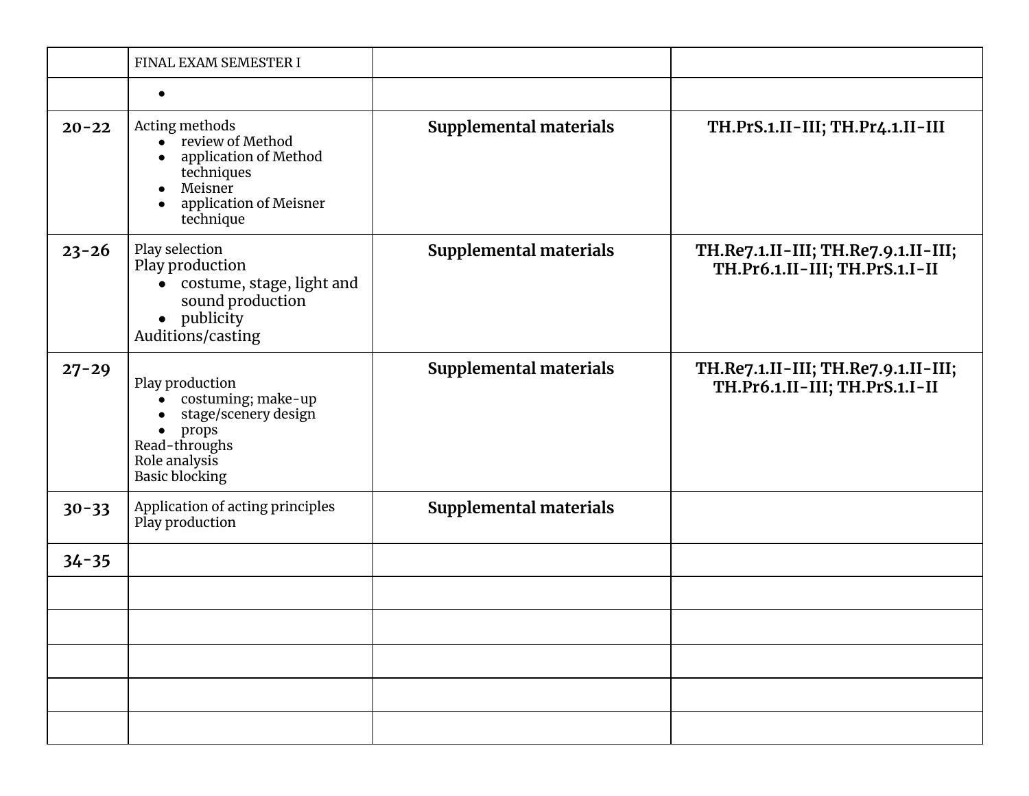| | | | |
|---|---|---|---|
| | FINAL EXAM SEMESTER I | | |
| | • | | |
| **20-22** | Acting methods<br>• review of Method<br>• application of Method techniques<br>• Meisner<br>• application of Meisner technique | **Supplemental materials** | **TH.PrS.1.II-III; TH.Pr4.1.II-III** |
| **23-26** | Play selection<br>Play production<br>• costume, stage, light and sound production<br>• publicity<br>Auditions/casting | **Supplemental materials** | **TH.Re7.1.II-III; TH.Re7.9.1.II-III; TH.Pr6.1.II-III; TH.PrS.1.I-II** |
| **27-29** | Play production<br>• costuming; make-up<br>• stage/scenery design<br>• props<br>Read-throughs<br>Role analysis<br>Basic blocking | **Supplemental materials** | **TH.Re7.1.II-III; TH.Re7.9.1.II-III; TH.Pr6.1.II-III; TH.PrS.1.I-II** |
| **30-33** | Application of acting principles<br>Play production | **Supplemental materials** | |
| **34-35** | | | |
| | | | |
| | | | |
| | | | |
| | | | |
| | | | |